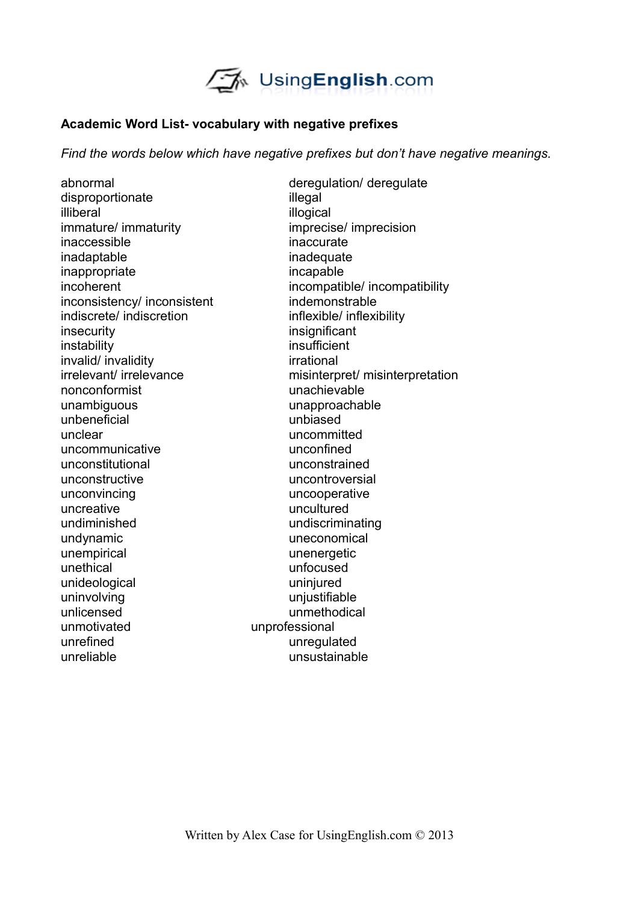**Academic Word List- vocabulary with negative prefixes**

*Find the words below which have negative prefixes but don't have negative meanings.*

abnormal
disproportionate
illiberal
immature/ immaturity
inaccessible
inadaptable
inappropriate
incoherent
inconsistency/ inconsistent
indiscrete/ indiscretion
insecurity
instability
invalid/ invalidity
irrelevant/ irrelevance
nonconformist
unambiguous
unbeneficial
unclear
uncommunicative
unconstitutional
unconstructive
unconvincing
uncreative
undiminished
undynamic
unempirical
unethical
unideological
uninvolving
unlicensed
unmotivated
unrefined
unreliable

deregulation/ deregulate
illegal
illogical
imprecise/ imprecision
inaccurate
inadequate
incapable
incompatible/ incompatibility
indemonstrable
inflexible/ inflexibility
insignificant
insufficient
irrational
misinterpret/ misinterpretation
unachievable
unapproachable
unbiased
uncommitted
unconfined
unconstrained
uncontroversial
uncooperative
uncultured
undiscriminating
uneconomical
unenergetic
unfocused
uninjured
unjustifiable
unmethodical
unprofessional
unregulated
unsustainable

Written by Alex Case for UsingEnglish.com © 2013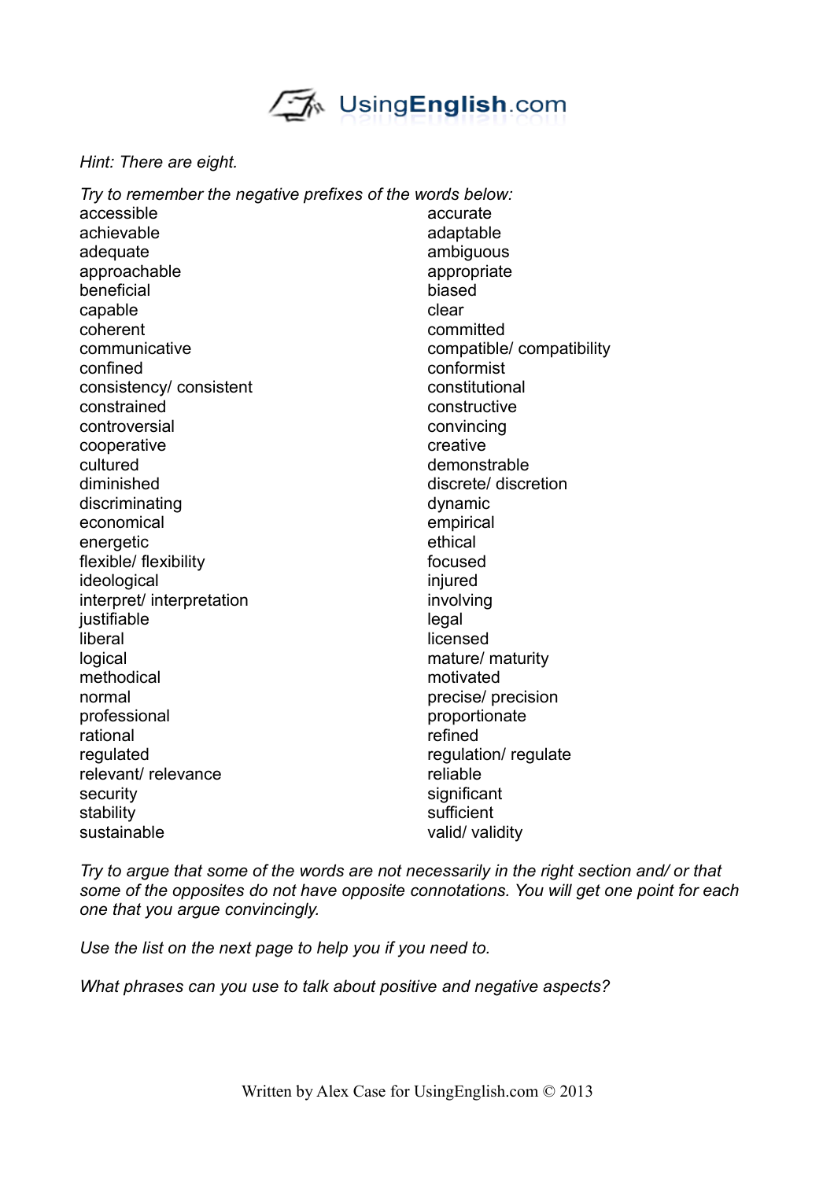*Hint: There are eight.*

*Try to remember the negative prefixes of the words below:*

accessible
accurate
achievable
adaptable
adequate
ambiguous
approachable
appropriate
beneficial
biased
capable
clear
coherent
committed
communicative
compatible/ compatibility
confined
conformist
consistency/ consistent
constitutional
constrained
constructive
controversial
convincing
cooperative
creative
cultured
demonstrable
diminished
discrete/ discretion
discriminating
dynamic
economical
empirical
energetic
ethical
flexible/ flexibility
focused
ideological
injured
interpret/ interpretation
involving
justifiable
legal
liberal
licensed
logical
mature/ maturity
methodical
motivated
normal
precise/ precision
professional
proportionate
rational
refined
regulated
regulation/ regulate
relevant/ relevance
reliable
security
significant
stability
sufficient
sustainable
valid/ validity

*Try to argue that some of the words are not necessarily in the right section and/ or that some of the opposites do not have opposite connotations. You will get one point for each one that you argue convincingly.*

*Use the list on the next page to help you if you need to.*

*What phrases can you use to talk about positive and negative aspects?*

Written by Alex Case for UsingEnglish.com © 2013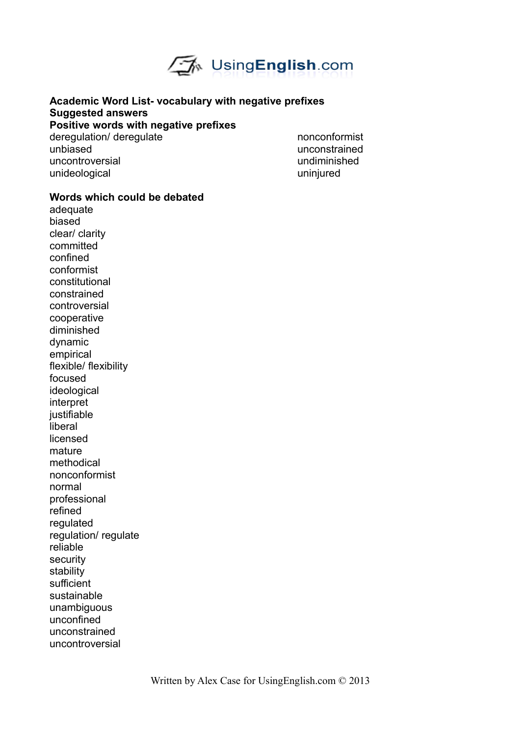**Academic Word List- vocabulary with negative prefixes**
**Suggested answers**
**Positive words with negative prefixes**

deregulation/ deregulate
unbiased
uncontroversial
unideological
nonconformist
unconstrained
undiminished
uninjured

**Words which could be debated**

adequate
biased
clear/ clarity
committed
confined
conformist
constitutional
constrained
controversial
cooperative
diminished
dynamic
empirical
flexible/ flexibility
focused
ideological
interpret
justifiable
liberal
licensed
mature
methodical
nonconformist
normal
professional
refined
regulated
regulation/ regulate
reliable
security
stability
sufficient
sustainable
unambiguous
unconfined
unconstrained
uncontroversial

Written by Alex Case for UsingEnglish.com © 2013